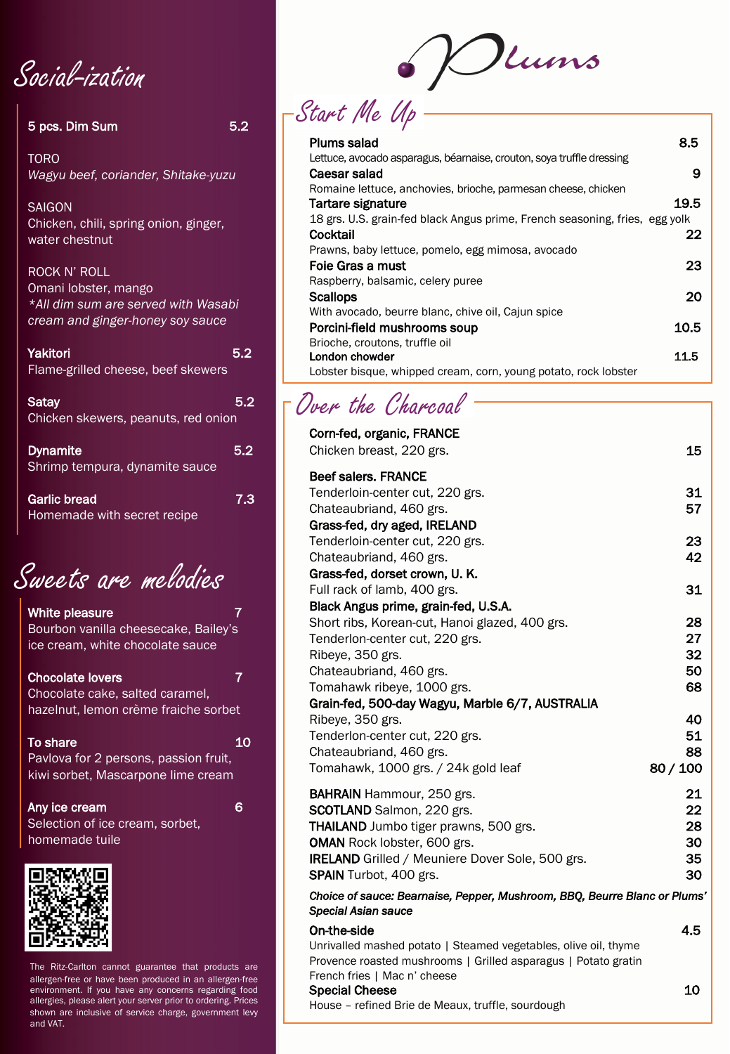# Plums

## Social-ization

**5 pcs. Dim Sum** 5.2

TORO
*Wagyu beef, coriander, Shitake-yuzu*

SAIGON
Chicken, chili, spring onion, ginger, water chestnut

ROCK N' ROLL
Omani lobster, mango
*\*All dim sum are served with Wasabi cream and ginger-honey soy sauce*

**Yakitori** 5.2
Flame-grilled cheese, beef skewers

**Satay** 5.2
Chicken skewers, peanuts, red onion

**Dynamite** 5.2
Shrimp tempura, dynamite sauce

**Garlic bread** 7.3
Homemade with secret recipe

## Sweets are melodies

**White pleasure** 7
Bourbon vanilla cheesecake, Bailey's ice cream, white chocolate sauce

**Chocolate lovers** 7
Chocolate cake, salted caramel, hazelnut, lemon crème fraiche sorbet

**To share** 10
Pavlova for 2 persons, passion fruit, kiwi sorbet, Mascarpone lime cream

**Any ice cream** 6
Selection of ice cream, sorbet, homemade tuile

The Ritz-Carlton cannot guarantee that products are allergen-free or have been produced in an allergen-free environment. If you have any concerns regarding food allergies, please alert your server prior to ordering. Prices shown are inclusive of service charge, government levy and VAT.

## Start Me Up

**Plums salad** 8.5
Lettuce, avocado asparagus, béarnaise, crouton, soya truffle dressing

**Caesar salad** 9
Romaine lettuce, anchovies, brioche, parmesan cheese, chicken

**Tartare signature** 19.5
18 grs. U.S. grain-fed black Angus prime, French seasoning, fries, egg yolk

**Cocktail** 22
Prawns, baby lettuce, pomelo, egg mimosa, avocado

**Foie Gras a must** 23
Raspberry, balsamic, celery puree

**Scallops** 20
With avocado, beurre blanc, chive oil, Cajun spice

**Porcini-field mushrooms soup** 10.5
Brioche, croutons, truffle oil

**London chowder** 11.5
Lobster bisque, whipped cream, corn, young potato, rock lobster

## Over the Charcoal

**Corn-fed, organic, FRANCE**
Chicken breast, 220 grs. 15

**Beef salers. FRANCE**
Tenderloin-center cut, 220 grs. 31
Chateaubriand, 460 grs. 57

**Grass-fed, dry aged, IRELAND**
Tenderloin-center cut, 220 grs. 23
Chateaubriand, 460 grs. 42

**Grass-fed, dorset crown, U. K.**
Full rack of lamb, 400 grs. 31

**Black Angus prime, grain-fed, U.S.A.**
Short ribs, Korean-cut, Hanoi glazed, 400 grs. 28
Tenderlon-center cut, 220 grs. 27
Ribeye, 350 grs. 32
Chateaubriand, 460 grs. 50
Tomahawk ribeye, 1000 grs. 68

**Grain-fed, 500-day Wagyu, Marble 6/7, AUSTRALIA**
Ribeye, 350 grs. 40
Tenderlon-center cut, 220 grs. 51
Chateaubriand, 460 grs. 88
Tomahawk, 1000 grs. / 24k gold leaf 80 / 100

**BAHRAIN** Hammour, 250 grs. 21
**SCOTLAND** Salmon, 220 grs. 22
**THAILAND** Jumbo tiger prawns, 500 grs. 28
**OMAN** Rock lobster, 600 grs. 30
**IRELAND** Grilled / Meuniere Dover Sole, 500 grs. 35
**SPAIN** Turbot, 400 grs. 30

***Choice of sauce: Bearnaise, Pepper, Mushroom, BBQ, Beurre Blanc or Plums' Special Asian sauce***

**On-the-side** 4.5
Unrivalled mashed potato | Steamed vegetables, olive oil, thyme
Provence roasted mushrooms | Grilled asparagus | Potato gratin
French fries | Mac n' cheese

**Special Cheese** 10
House – refined Brie de Meaux, truffle, sourdough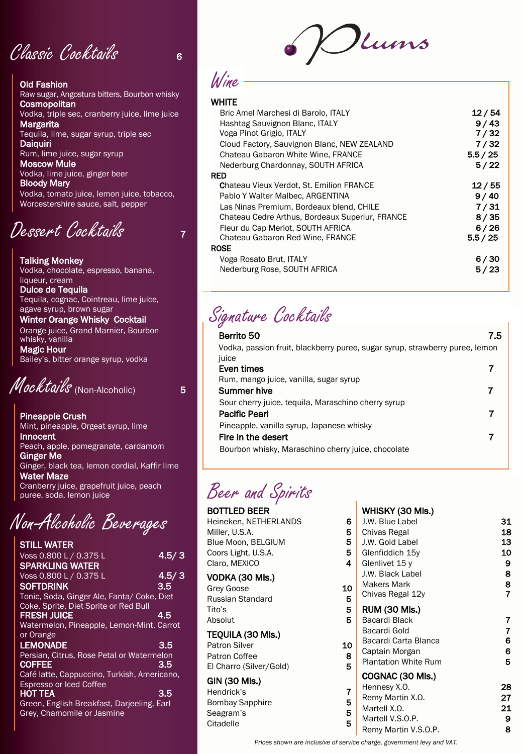# Plums

## Classic Cocktails 6

**Old Fashion**
Raw sugar, Angostura bitters, Bourbon whisky

**Cosmopolitan**
Vodka, triple sec, cranberry juice, lime juice

**Margarita**
Tequila, lime, sugar syrup, triple sec

**Daiquiri**
Rum, lime juice, sugar syrup

**Moscow Mule**
Vodka, lime juice, ginger beer

**Bloody Mary**
Vodka, tomato juice, lemon juice, tobacco, Worcestershire sauce, salt, pepper

## Dessert Cocktails 7

**Talking Monkey**
Vodka, chocolate, espresso, banana, liqueur, cream

**Dulce de Tequila**
Tequila, cognac, Cointreau, lime juice, agave syrup, brown sugar

**Winter Orange Whisky Cocktail**
Orange juice, Grand Marnier, Bourbon whisky, vanilla

**Magic Hour**
Bailey's, bitter orange syrup, vodka

## Mocktails (Non-Alcoholic) 5

**Pineapple Crush**
Mint, pineapple, Orgeat syrup, lime

**Innocent**
Peach, apple, pomegranate, cardamom

**Ginger Me**
Ginger, black tea, lemon cordial, Kaffir lime

**Water Maze**
Cranberry juice, grapefruit juice, peach puree, soda, lemon juice

## Non-Alcoholic Beverages

**STILL WATER**
Voss 0.800 L / 0.375 L 4.5/ 3

**SPARKLING WATER**
Voss 0.800 L / 0.375 L 4.5/ 3

**SOFTDRINK** 3.5
Tonic, Soda, Ginger Ale, Fanta/ Coke, Diet Coke, Sprite, Diet Sprite or Red Bull

**FRESH JUICE** 4.5
Watermelon, Pineapple, Lemon-Mint, Carrot or Orange

**LEMONADE** 3.5
Persian, Citrus, Rose Petal or Watermelon

**COFFEE** 3.5
Café latte, Cappuccino, Turkish, Americano, Espresso or Iced Coffee

**HOT TEA** 3.5
Green, English Breakfast, Darjeeling, Earl Grey, Chamomile or Jasmine

## Wine

| | |
|---|---|
| **WHITE** | |
| Bric Amel Marchesi di Barolo, ITALY | 12 / 54 |
| Hashtag Sauvignon Blanc, ITALY | 9 / 43 |
| Voga Pinot Grigio, ITALY | 7 / 32 |
| Cloud Factory, Sauvignon Blanc, NEW ZEALAND | 7 / 32 |
| Chateau Gabaron White Wine, FRANCE | 5.5 / 25 |
| Nederburg Chardonnay, SOUTH AFRICA | 5 / 22 |
| **RED** | |
| Chateau Vieux Verdot, St. Emilion FRANCE | 12 / 55 |
| Pablo Y Walter Malbec, ARGENTINA | 9 / 40 |
| Las Ninas Premium, Bordeaux blend, CHILE | 7 / 31 |
| Chateau Cedre Arthus, Bordeaux Superiur, FRANCE | 8 / 35 |
| Fleur du Cap Merlot, SOUTH AFRICA | 6 / 26 |
| Chateau Gabaron Red Wine, FRANCE | 5.5 / 25 |
| **ROSE** | |
| Voga Rosato Brut, ITALY | 6 / 30 |
| Nederburg Rose, SOUTH AFRICA | 5 / 23 |

## Signature Cocktails

**Berrito 50** 7.5
Vodka, passion fruit, blackberry puree, sugar syrup, strawberry puree, lemon juice

**Even times** 7
Rum, mango juice, vanilla, sugar syrup

**Summer hive** 7
Sour cherry juice, tequila, Maraschino cherry syrup

**Pacific Pearl** 7
Pineapple, vanilla syrup, Japanese whisky

**Fire in the desert** 7
Bourbon whisky, Maraschino cherry juice, chocolate

## Beer and Spirits

| | |
|---|---|
| **BOTTLED BEER** | |
| Heineken, NETHERLANDS | 6 |
| Miller, U.S.A. | 5 |
| Blue Moon, BELGIUM | 5 |
| Coors Light, U.S.A. | 5 |
| Claro, MEXICO | 4 |
| **VODKA (30 Mls.)** | |
| Grey Goose | 10 |
| Russian Standard | 5 |
| Tito's | 5 |
| Absolut | 5 |
| **TEQUILA (30 Mls.)** | |
| Patron Silver | 10 |
| Patron Coffee | 8 |
| El Charro (Silver/Gold) | 5 |
| **GIN (30 Mls.)** | |
| Hendrick's | 7 |
| Bombay Sapphire | 5 |
| Seagram's | 5 |
| Citadelle | 5 |
| **WHISKY (30 Mls.)** | |
| J.W. Blue Label | 31 |
| Chivas Regal | 18 |
| J.W. Gold Label | 13 |
| Glenfiddich 15y | 10 |
| Glenlivet 15 y | 9 |
| J.W. Black Label | 8 |
| Makers Mark | 8 |
| Chivas Regal 12y | 7 |
| **RUM (30 Mls.)** | |
| Bacardi Black | 7 |
| Bacardi Gold | 7 |
| Bacardi Carta Blanca | 6 |
| Captain Morgan | 6 |
| Plantation White Rum | 5 |
| **COGNAC (30 Mls.)** | |
| Hennesy X.O. | 28 |
| Remy Martin X.O. | 27 |
| Martell X.O. | 21 |
| Martell V.S.O.P. | 9 |
| Remy Martin V.S.O.P. | 8 |

*Prices shown are inclusive of service charge, government levy and VAT.*